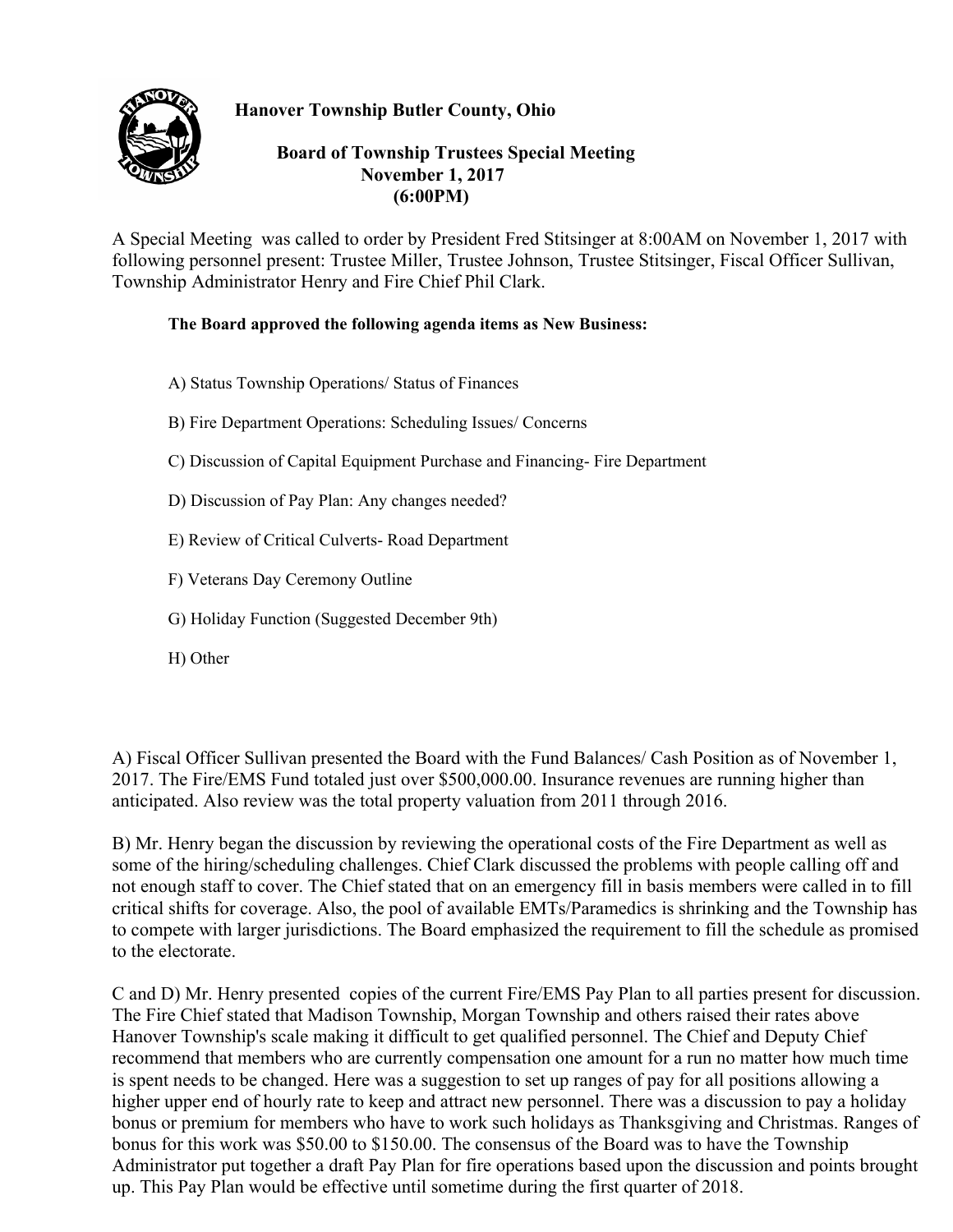**Hanover Township Butler County, Ohio**

**Board of Township Trustees Special Meeting**
**November 1, 2017**
**(6:00PM)**

A Special Meeting was called to order by President Fred Stitsinger at 8:00AM on November 1, 2017 with following personnel present: Trustee Miller, Trustee Johnson, Trustee Stitsinger, Fiscal Officer Sullivan, Township Administrator Henry and Fire Chief Phil Clark.

**The Board approved the following agenda items as New Business:**

A) Status Township Operations/ Status of Finances

B) Fire Department Operations: Scheduling Issues/ Concerns

C) Discussion of Capital Equipment Purchase and Financing- Fire Department

D) Discussion of Pay Plan: Any changes needed?

E) Review of Critical Culverts- Road Department

F) Veterans Day Ceremony Outline

G) Holiday Function (Suggested December 9th)

H) Other

A) Fiscal Officer Sullivan presented the Board with the Fund Balances/ Cash Position as of November 1, 2017. The Fire/EMS Fund totaled just over $500,000.00. Insurance revenues are running higher than anticipated. Also review was the total property valuation from 2011 through 2016.

B) Mr. Henry began the discussion by reviewing the operational costs of the Fire Department as well as some of the hiring/scheduling challenges. Chief Clark discussed the problems with people calling off and not enough staff to cover. The Chief stated that on an emergency fill in basis members were called in to fill critical shifts for coverage. Also, the pool of available EMTs/Paramedics is shrinking and the Township has to compete with larger jurisdictions. The Board emphasized the requirement to fill the schedule as promised to the electorate.

C and D) Mr. Henry presented copies of the current Fire/EMS Pay Plan to all parties present for discussion. The Fire Chief stated that Madison Township, Morgan Township and others raised their rates above Hanover Township's scale making it difficult to get qualified personnel. The Chief and Deputy Chief recommend that members who are currently compensation one amount for a run no matter how much time is spent needs to be changed. Here was a suggestion to set up ranges of pay for all positions allowing a higher upper end of hourly rate to keep and attract new personnel. There was a discussion to pay a holiday bonus or premium for members who have to work such holidays as Thanksgiving and Christmas. Ranges of bonus for this work was $50.00 to $150.00. The consensus of the Board was to have the Township Administrator put together a draft Pay Plan for fire operations based upon the discussion and points brought up. This Pay Plan would be effective until sometime during the first quarter of 2018.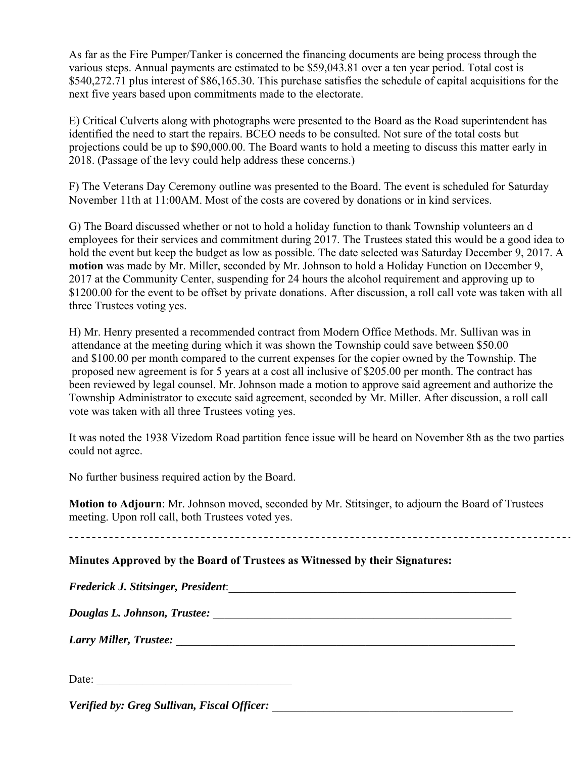As far as the Fire Pumper/Tanker is concerned the financing documents are being process through the various steps. Annual payments are estimated to be $59,043.81 over a ten year period. Total cost is $540,272.71 plus interest of $86,165.30. This purchase satisfies the schedule of capital acquisitions for the next five years based upon commitments made to the electorate.

E) Critical Culverts along with photographs were presented to the Board as the Road superintendent has identified the need to start the repairs. BCEO needs to be consulted. Not sure of the total costs but projections could be up to $90,000.00. The Board wants to hold a meeting to discuss this matter early in 2018. (Passage of the levy could help address these concerns.)

F) The Veterans Day Ceremony outline was presented to the Board. The event is scheduled for Saturday November 11th at 11:00AM. Most of the costs are covered by donations or in kind services.

G) The Board discussed whether or not to hold a holiday function to thank Township volunteers an d employees for their services and commitment during 2017. The Trustees stated this would be a good idea to hold the event but keep the budget as low as possible. The date selected was Saturday December 9, 2017. A **motion** was made by Mr. Miller, seconded by Mr. Johnson to hold a Holiday Function on December 9, 2017 at the Community Center, suspending for 24 hours the alcohol requirement and approving up to $1200.00 for the event to be offset by private donations. After discussion, a roll call vote was taken with all three Trustees voting yes.

H) Mr. Henry presented a recommended contract from Modern Office Methods. Mr. Sullivan was in attendance at the meeting during which it was shown the Township could save between $50.00 and $100.00 per month compared to the current expenses for the copier owned by the Township. The proposed new agreement is for 5 years at a cost all inclusive of $205.00 per month. The contract has been reviewed by legal counsel. Mr. Johnson made a motion to approve said agreement and authorize the Township Administrator to execute said agreement, seconded by Mr. Miller. After discussion, a roll call vote was taken with all three Trustees voting yes.

It was noted the 1938 Vizedom Road partition fence issue will be heard on November 8th as the two parties could not agree.

No further business required action by the Board.

**Motion to Adjourn**: Mr. Johnson moved, seconded by Mr. Stitsinger, to adjourn the Board of Trustees meeting. Upon roll call, both Trustees voted yes.

---

**Minutes Approved by the Board of Trustees as Witnessed by their Signatures:**

***Frederick J. Stitsinger, President***:\_\_\_\_\_\_\_\_\_\_\_\_\_\_\_\_\_\_\_\_\_\_\_\_\_\_\_\_\_\_\_\_\_\_\_\_\_\_\_\_\_\_\_\_\_\_\_\_\_\_

***Douglas L. Johnson, Trustee:*** \_\_\_\_\_\_\_\_\_\_\_\_\_\_\_\_\_\_\_\_\_\_\_\_\_\_\_\_\_\_\_\_\_\_\_\_\_\_\_\_\_\_\_\_\_\_\_\_\_\_

***Larry Miller, Trustee:*** \_\_\_\_\_\_\_\_\_\_\_\_\_\_\_\_\_\_\_\_\_\_\_\_\_\_\_\_\_\_\_\_\_\_\_\_\_\_\_\_\_\_\_\_\_\_\_\_\_\_\_\_\_\_\_\_

Date: \_\_\_\_\_\_\_\_\_\_\_\_\_\_\_\_\_\_\_\_\_\_\_\_\_\_\_\_\_\_\_\_\_

***Verified by: Greg Sullivan, Fiscal Officer:*** \_\_\_\_\_\_\_\_\_\_\_\_\_\_\_\_\_\_\_\_\_\_\_\_\_\_\_\_\_\_\_\_\_\_\_\_\_\_\_\_\_\_